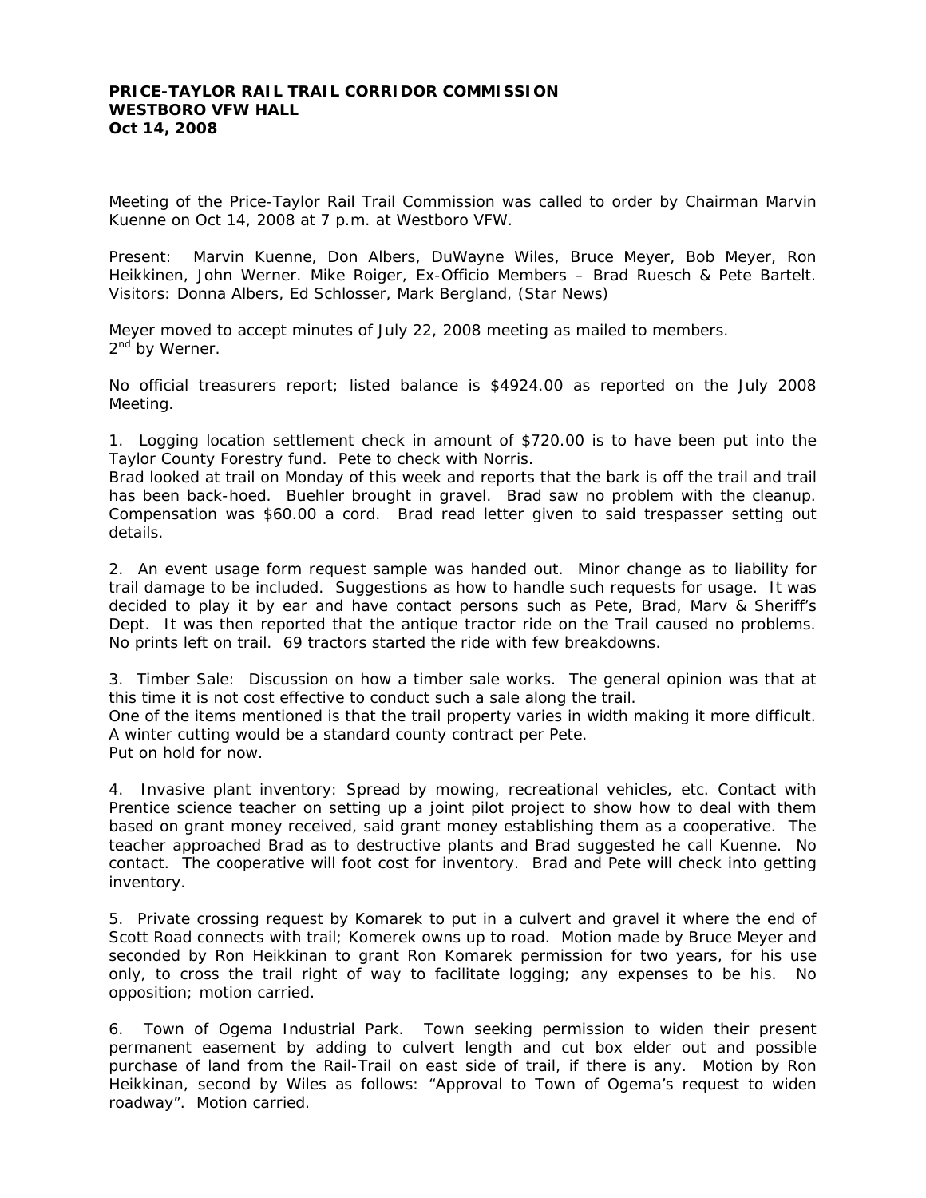**PRICE-TAYLOR RAIL TRAIL CORRIDOR COMMISSION**
**WESTBORO VFW HALL**
**Oct 14, 2008**

Meeting of the Price-Taylor Rail Trail Commission was called to order by Chairman Marvin Kuenne on Oct 14, 2008 at 7 p.m. at Westboro VFW.

Present: Marvin Kuenne, Don Albers, DuWayne Wiles, Bruce Meyer, Bob Meyer, Ron Heikkinen, John Werner. Mike Roiger, Ex-Officio Members – Brad Ruesch & Pete Bartelt. Visitors: Donna Albers, Ed Schlosser, Mark Bergland, (Star News)

Meyer moved to accept minutes of July 22, 2008 meeting as mailed to members. 2nd by Werner.

No official treasurers report; listed balance is $4924.00 as reported on the July 2008 Meeting.

1. Logging location settlement check in amount of $720.00 is to have been put into the Taylor County Forestry fund. Pete to check with Norris.
Brad looked at trail on Monday of this week and reports that the bark is off the trail and trail has been back-hoed. Buehler brought in gravel. Brad saw no problem with the cleanup. Compensation was $60.00 a cord. Brad read letter given to said trespasser setting out details.

2. An event usage form request sample was handed out. Minor change as to liability for trail damage to be included. Suggestions as how to handle such requests for usage. It was decided to play it by ear and have contact persons such as Pete, Brad, Marv & Sheriff's Dept. It was then reported that the antique tractor ride on the Trail caused no problems. No prints left on trail. 69 tractors started the ride with few breakdowns.

3. Timber Sale: Discussion on how a timber sale works. The general opinion was that at this time it is not cost effective to conduct such a sale along the trail.
One of the items mentioned is that the trail property varies in width making it more difficult. A winter cutting would be a standard county contract per Pete.
Put on hold for now.

4. Invasive plant inventory: Spread by mowing, recreational vehicles, etc. Contact with Prentice science teacher on setting up a joint pilot project to show how to deal with them based on grant money received, said grant money establishing them as a cooperative. The teacher approached Brad as to destructive plants and Brad suggested he call Kuenne. No contact. The cooperative will foot cost for inventory. Brad and Pete will check into getting inventory.

5. Private crossing request by Komarek to put in a culvert and gravel it where the end of Scott Road connects with trail; Komerek owns up to road. Motion made by Bruce Meyer and seconded by Ron Heikkinan to grant Ron Komarek permission for two years, for his use only, to cross the trail right of way to facilitate logging; any expenses to be his. No opposition; motion carried.

6. Town of Ogema Industrial Park. Town seeking permission to widen their present permanent easement by adding to culvert length and cut box elder out and possible purchase of land from the Rail-Trail on east side of trail, if there is any. Motion by Ron Heikkinan, second by Wiles as follows: "Approval to Town of Ogema's request to widen roadway". Motion carried.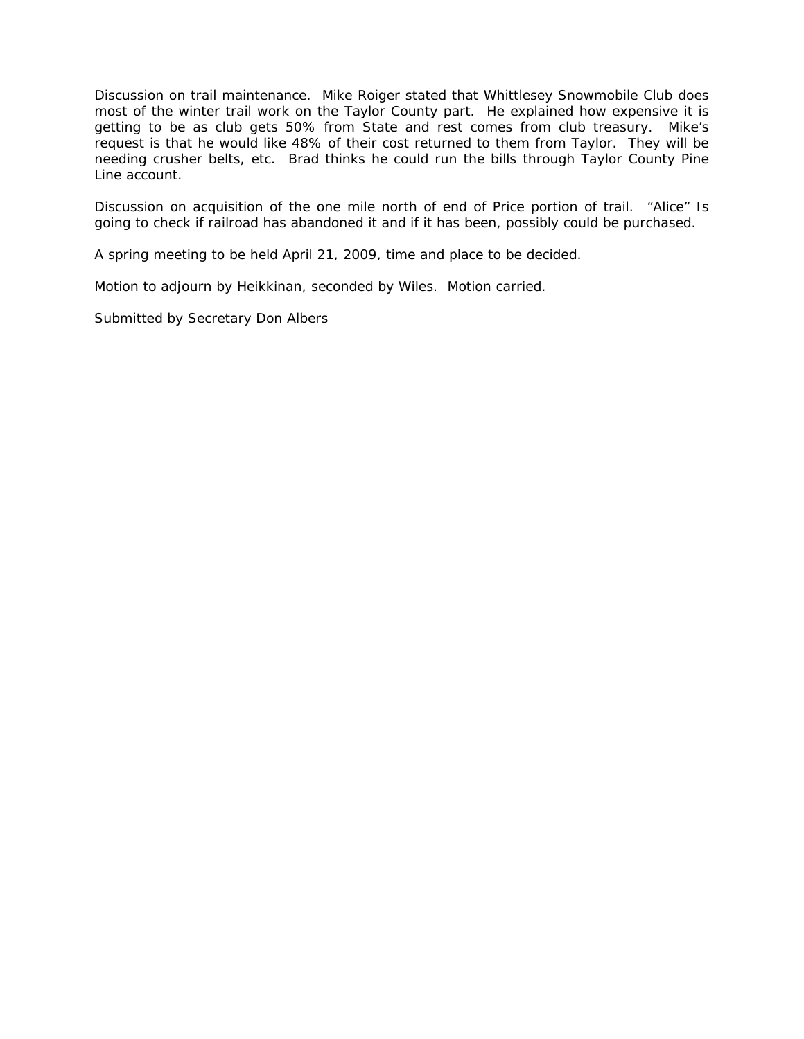Discussion on trail maintenance. Mike Roiger stated that Whittlesey Snowmobile Club does most of the winter trail work on the Taylor County part. He explained how expensive it is getting to be as club gets 50% from State and rest comes from club treasury. Mike's request is that he would like 48% of their cost returned to them from Taylor. They will be needing crusher belts, etc. Brad thinks he could run the bills through Taylor County Pine Line account.

Discussion on acquisition of the one mile north of end of Price portion of trail. "Alice" Is going to check if railroad has abandoned it and if it has been, possibly could be purchased.

A spring meeting to be held April 21, 2009, time and place to be decided.

Motion to adjourn by Heikkinan, seconded by Wiles. Motion carried.

Submitted by Secretary Don Albers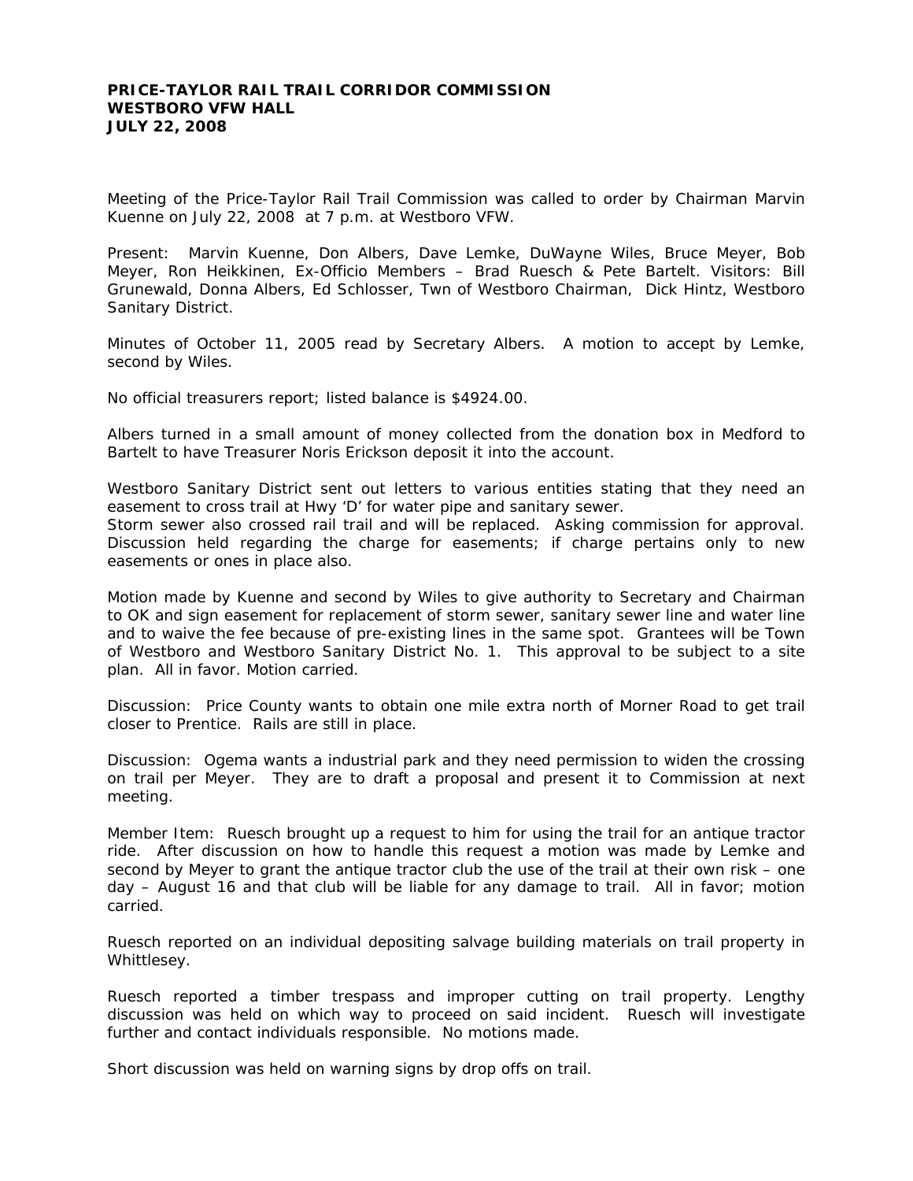**PRICE-TAYLOR RAIL TRAIL CORRIDOR COMMISSION**
**WESTBORO VFW HALL**
**JULY 22, 2008**

Meeting of the Price-Taylor Rail Trail Commission was called to order by Chairman Marvin Kuenne on July 22, 2008 at 7 p.m. at Westboro VFW.

Present: Marvin Kuenne, Don Albers, Dave Lemke, DuWayne Wiles, Bruce Meyer, Bob Meyer, Ron Heikkinen, Ex-Officio Members – Brad Ruesch & Pete Bartelt. Visitors: Bill Grunewald, Donna Albers, Ed Schlosser, Twn of Westboro Chairman, Dick Hintz, Westboro Sanitary District.

Minutes of October 11, 2005 read by Secretary Albers. A motion to accept by Lemke, second by Wiles.

No official treasurers report; listed balance is $4924.00.

Albers turned in a small amount of money collected from the donation box in Medford to Bartelt to have Treasurer Noris Erickson deposit it into the account.

Westboro Sanitary District sent out letters to various entities stating that they need an easement to cross trail at Hwy 'D' for water pipe and sanitary sewer.
Storm sewer also crossed rail trail and will be replaced. Asking commission for approval. Discussion held regarding the charge for easements; if charge pertains only to new easements or ones in place also.

Motion made by Kuenne and second by Wiles to give authority to Secretary and Chairman to OK and sign easement for replacement of storm sewer, sanitary sewer line and water line and to waive the fee because of pre-existing lines in the same spot. Grantees will be Town of Westboro and Westboro Sanitary District No. 1. This approval to be subject to a site plan. All in favor. Motion carried.

Discussion: Price County wants to obtain one mile extra north of Morner Road to get trail closer to Prentice. Rails are still in place.

Discussion: Ogema wants a industrial park and they need permission to widen the crossing on trail per Meyer. They are to draft a proposal and present it to Commission at next meeting.

Member Item: Ruesch brought up a request to him for using the trail for an antique tractor ride. After discussion on how to handle this request a motion was made by Lemke and second by Meyer to grant the antique tractor club the use of the trail at their own risk – one day – August 16 and that club will be liable for any damage to trail. All in favor; motion carried.

Ruesch reported on an individual depositing salvage building materials on trail property in Whittlesey.

Ruesch reported a timber trespass and improper cutting on trail property. Lengthy discussion was held on which way to proceed on said incident. Ruesch will investigate further and contact individuals responsible. No motions made.

Short discussion was held on warning signs by drop offs on trail.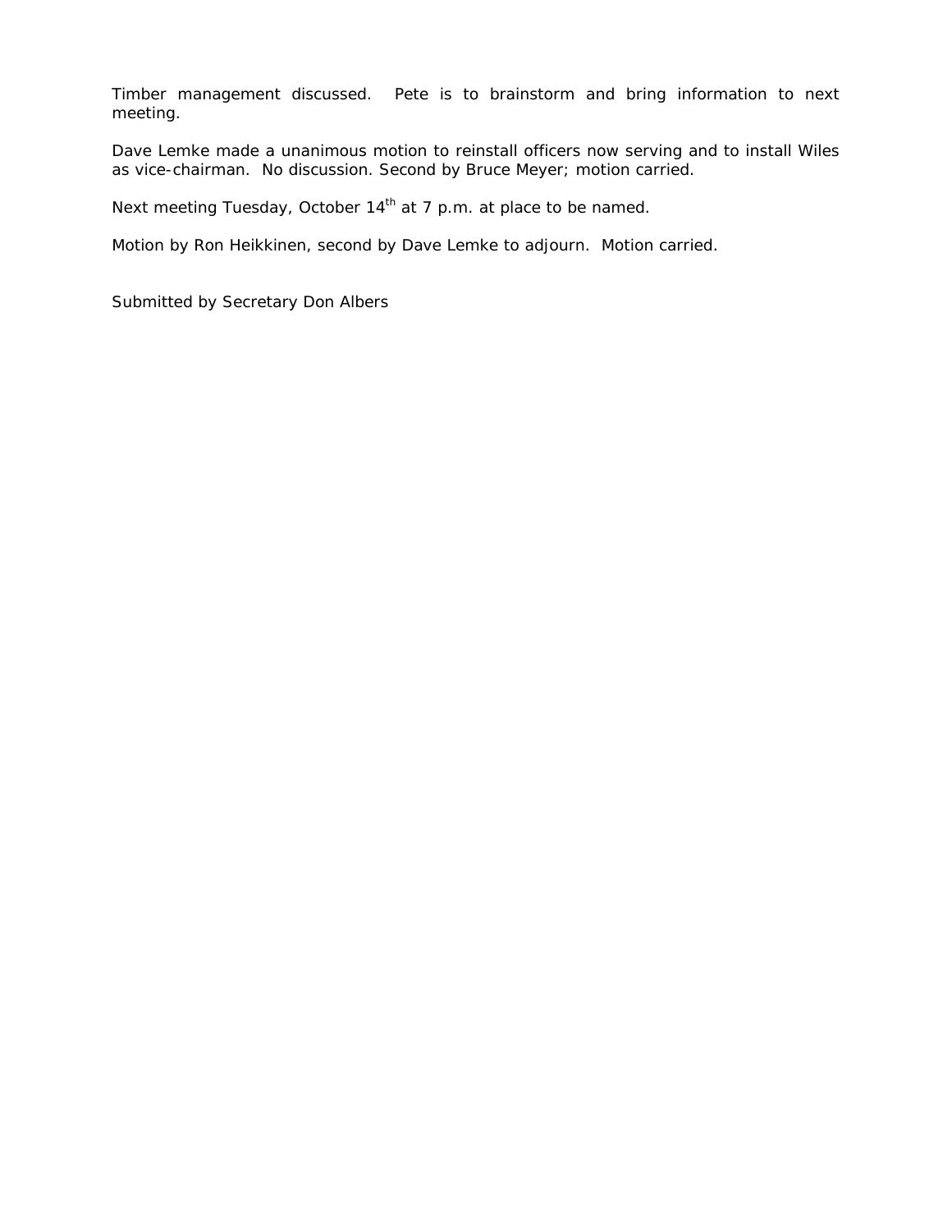Timber management discussed. Pete is to brainstorm and bring information to next meeting.

Dave Lemke made a unanimous motion to reinstall officers now serving and to install Wiles as vice-chairman. No discussion. Second by Bruce Meyer; motion carried.

Next meeting Tuesday, October 14th at 7 p.m. at place to be named.

Motion by Ron Heikkinen, second by Dave Lemke to adjourn. Motion carried.

Submitted by Secretary Don Albers